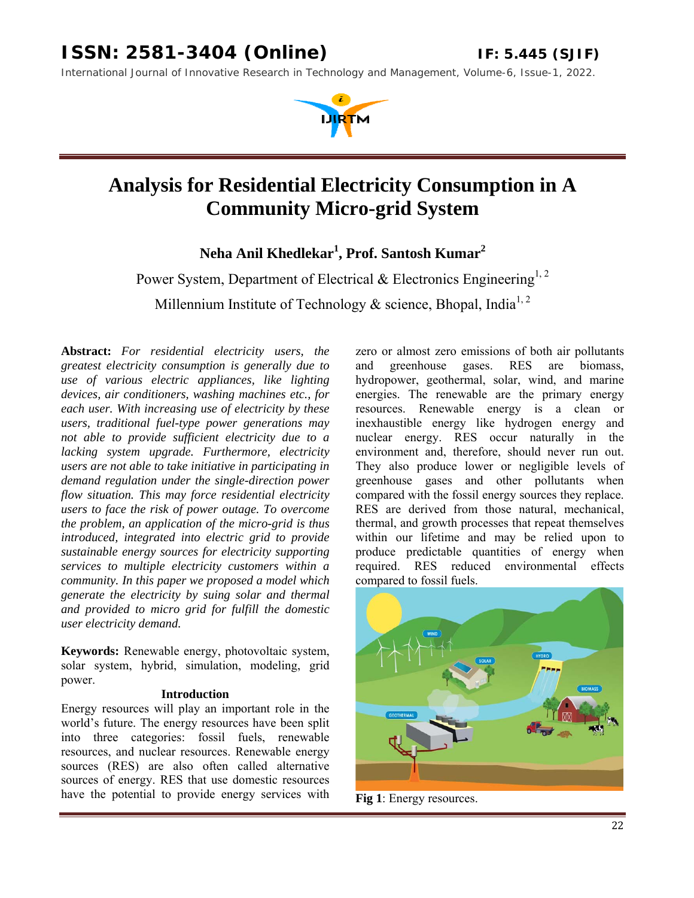# Analysis for Residential Electricity Consumption in A Community Micro-grid System

**Neha Anil Khedlekar[1], Prof. Santosh Kumar[2]**

Power System, Department of Electrical & Electronics Engineering[1, 2]

Millennium Institute of Technology & science, Bhopal, India[1, 2]

**Abstract:** *For residential electricity users, the greatest electricity consumption is generally due to use of various electric appliances, like lighting devices, air conditioners, washing machines etc., for each user. With increasing use of electricity by these users, traditional fuel-type power generations may not able to provide sufficient electricity due to a lacking system upgrade. Furthermore, electricity users are not able to take initiative in participating in demand regulation under the single-direction power flow situation. This may force residential electricity users to face the risk of power outage. To overcome the problem, an application of the micro-grid is thus introduced, integrated into electric grid to provide sustainable energy sources for electricity supporting services to multiple electricity customers within a community. In this paper we proposed a model which generate the electricity by suing solar and thermal and provided to micro grid for fulfill the domestic user electricity demand.*

**Keywords:** Renewable energy, photovoltaic system, solar system, hybrid, simulation, modeling, grid power.

## Introduction

Energy resources will play an important role in the world's future. The energy resources have been split into three categories: fossil fuels, renewable resources, and nuclear resources. Renewable energy sources (RES) are also often called alternative sources of energy. RES that use domestic resources have the potential to provide energy services with zero or almost zero emissions of both air pollutants and greenhouse gases. RES are biomass, hydropower, geothermal, solar, wind, and marine energies. The renewable are the primary energy resources. Renewable energy is a clean or inexhaustible energy like hydrogen energy and nuclear energy. RES occur naturally in the environment and, therefore, should never run out. They also produce lower or negligible levels of greenhouse gases and other pollutants when compared with the fossil energy sources they replace. RES are derived from those natural, mechanical, thermal, and growth processes that repeat themselves within our lifetime and may be relied upon to produce predictable quantities of energy when required. RES reduced environmental effects compared to fossil fuels.

**Fig 1**: Energy resources.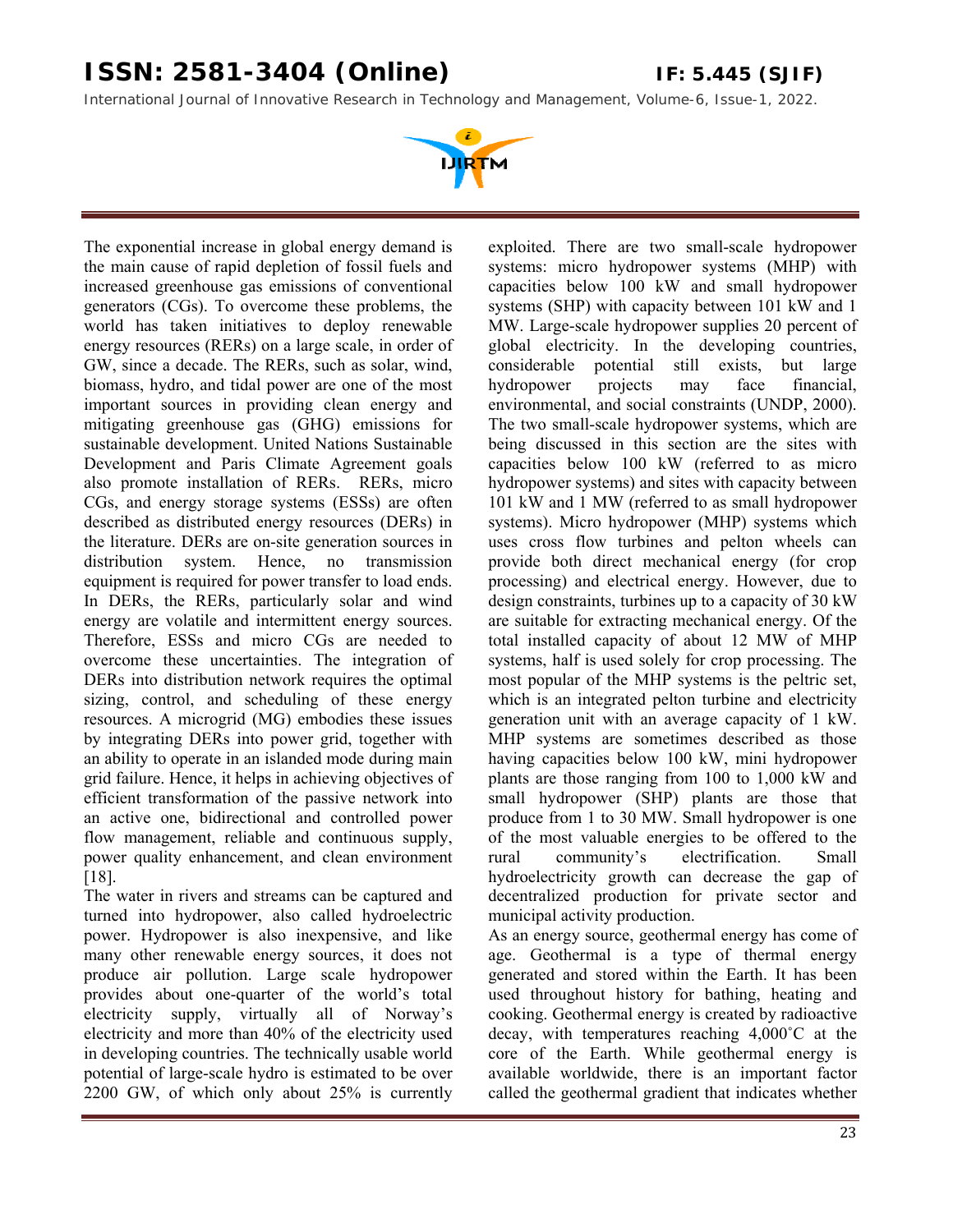The exponential increase in global energy demand is the main cause of rapid depletion of fossil fuels and increased greenhouse gas emissions of conventional generators (CGs). To overcome these problems, the world has taken initiatives to deploy renewable energy resources (RERs) on a large scale, in order of GW, since a decade. The RERs, such as solar, wind, biomass, hydro, and tidal power are one of the most important sources in providing clean energy and mitigating greenhouse gas (GHG) emissions for sustainable development. United Nations Sustainable Development and Paris Climate Agreement goals also promote installation of RERs. RERs, micro CGs, and energy storage systems (ESSs) are often described as distributed energy resources (DERs) in the literature. DERs are on-site generation sources in distribution system. Hence, no transmission equipment is required for power transfer to load ends. In DERs, the RERs, particularly solar and wind energy are volatile and intermittent energy sources. Therefore, ESSs and micro CGs are needed to overcome these uncertainties. The integration of DERs into distribution network requires the optimal sizing, control, and scheduling of these energy resources. A microgrid (MG) embodies these issues by integrating DERs into power grid, together with an ability to operate in an islanded mode during main grid failure. Hence, it helps in achieving objectives of efficient transformation of the passive network into an active one, bidirectional and controlled power flow management, reliable and continuous supply, power quality enhancement, and clean environment [18].

The water in rivers and streams can be captured and turned into hydropower, also called hydroelectric power. Hydropower is also inexpensive, and like many other renewable energy sources, it does not produce air pollution. Large scale hydropower provides about one-quarter of the world's total electricity supply, virtually all of Norway's electricity and more than 40% of the electricity used in developing countries. The technically usable world potential of large-scale hydro is estimated to be over 2200 GW, of which only about 25% is currently exploited. There are two small-scale hydropower systems: micro hydropower systems (MHP) with capacities below 100 kW and small hydropower systems (SHP) with capacity between 101 kW and 1 MW. Large-scale hydropower supplies 20 percent of global electricity. In the developing countries, considerable potential still exists, but large hydropower projects may face financial, environmental, and social constraints (UNDP, 2000). The two small-scale hydropower systems, which are being discussed in this section are the sites with capacities below 100 kW (referred to as micro hydropower systems) and sites with capacity between 101 kW and 1 MW (referred to as small hydropower systems). Micro hydropower (MHP) systems which uses cross flow turbines and pelton wheels can provide both direct mechanical energy (for crop processing) and electrical energy. However, due to design constraints, turbines up to a capacity of 30 kW are suitable for extracting mechanical energy. Of the total installed capacity of about 12 MW of MHP systems, half is used solely for crop processing. The most popular of the MHP systems is the peltric set, which is an integrated pelton turbine and electricity generation unit with an average capacity of 1 kW. MHP systems are sometimes described as those having capacities below 100 kW, mini hydropower plants are those ranging from 100 to 1,000 kW and small hydropower (SHP) plants are those that produce from 1 to 30 MW. Small hydropower is one of the most valuable energies to be offered to the rural community's electrification. Small hydroelectricity growth can decrease the gap of decentralized production for private sector and municipal activity production.

As an energy source, geothermal energy has come of age. Geothermal is a type of thermal energy generated and stored within the Earth. It has been used throughout history for bathing, heating and cooking. Geothermal energy is created by radioactive decay, with temperatures reaching 4,000˚C at the core of the Earth. While geothermal energy is available worldwide, there is an important factor called the geothermal gradient that indicates whether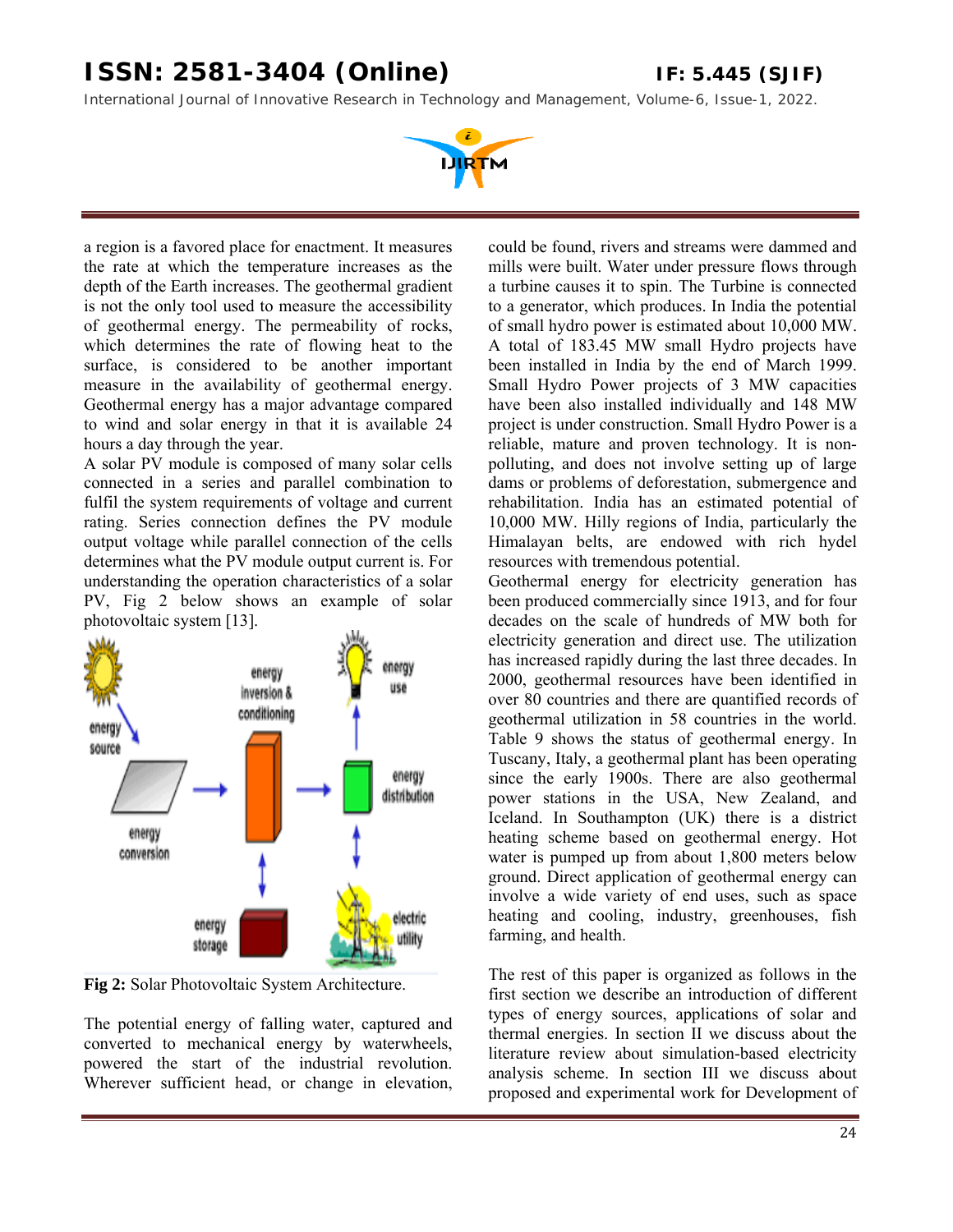a region is a favored place for enactment. It measures the rate at which the temperature increases as the depth of the Earth increases. The geothermal gradient is not the only tool used to measure the accessibility of geothermal energy. The permeability of rocks, which determines the rate of flowing heat to the surface, is considered to be another important measure in the availability of geothermal energy. Geothermal energy has a major advantage compared to wind and solar energy in that it is available 24 hours a day through the year.

A solar PV module is composed of many solar cells connected in a series and parallel combination to fulfil the system requirements of voltage and current rating. Series connection defines the PV module output voltage while parallel connection of the cells determines what the PV module output current is. For understanding the operation characteristics of a solar PV, Fig 2 below shows an example of solar photovoltaic system [13].

**Fig 2:** Solar Photovoltaic System Architecture.

The potential energy of falling water, captured and converted to mechanical energy by waterwheels, powered the start of the industrial revolution. Wherever sufficient head, or change in elevation, could be found, rivers and streams were dammed and mills were built. Water under pressure flows through a turbine causes it to spin. The Turbine is connected to a generator, which produces. In India the potential of small hydro power is estimated about 10,000 MW. A total of 183.45 MW small Hydro projects have been installed in India by the end of March 1999. Small Hydro Power projects of 3 MW capacities have been also installed individually and 148 MW project is under construction. Small Hydro Power is a reliable, mature and proven technology. It is non-polluting, and does not involve setting up of large dams or problems of deforestation, submergence and rehabilitation. India has an estimated potential of 10,000 MW. Hilly regions of India, particularly the Himalayan belts, are endowed with rich hydel resources with tremendous potential.

Geothermal energy for electricity generation has been produced commercially since 1913, and for four decades on the scale of hundreds of MW both for electricity generation and direct use. The utilization has increased rapidly during the last three decades. In 2000, geothermal resources have been identified in over 80 countries and there are quantified records of geothermal utilization in 58 countries in the world. Table 9 shows the status of geothermal energy. In Tuscany, Italy, a geothermal plant has been operating since the early 1900s. There are also geothermal power stations in the USA, New Zealand, and Iceland. In Southampton (UK) there is a district heating scheme based on geothermal energy. Hot water is pumped up from about 1,800 meters below ground. Direct application of geothermal energy can involve a wide variety of end uses, such as space heating and cooling, industry, greenhouses, fish farming, and health.

The rest of this paper is organized as follows in the first section we describe an introduction of different types of energy sources, applications of solar and thermal energies. In section II we discuss about the literature review about simulation-based electricity analysis scheme. In section III we discuss about proposed and experimental work for Development of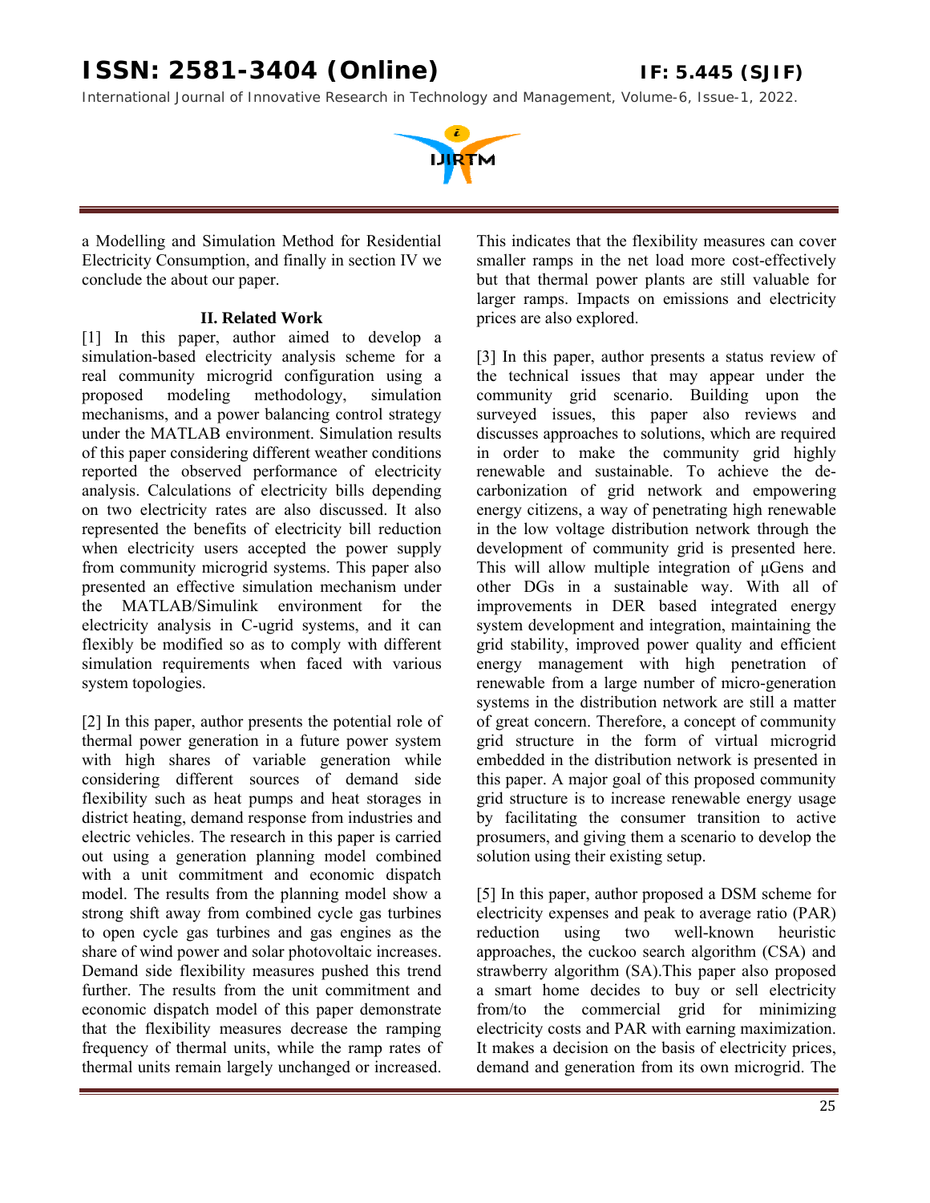a Modelling and Simulation Method for Residential Electricity Consumption, and finally in section IV we conclude the about our paper.

## II. Related Work

[1] In this paper, author aimed to develop a simulation-based electricity analysis scheme for a real community microgrid configuration using a proposed modeling methodology, simulation mechanisms, and a power balancing control strategy under the MATLAB environment. Simulation results of this paper considering different weather conditions reported the observed performance of electricity analysis. Calculations of electricity bills depending on two electricity rates are also discussed. It also represented the benefits of electricity bill reduction when electricity users accepted the power supply from community microgrid systems. This paper also presented an effective simulation mechanism under the MATLAB/Simulink environment for the electricity analysis in C-ugrid systems, and it can flexibly be modified so as to comply with different simulation requirements when faced with various system topologies.

[2] In this paper, author presents the potential role of thermal power generation in a future power system with high shares of variable generation while considering different sources of demand side flexibility such as heat pumps and heat storages in district heating, demand response from industries and electric vehicles. The research in this paper is carried out using a generation planning model combined with a unit commitment and economic dispatch model. The results from the planning model show a strong shift away from combined cycle gas turbines to open cycle gas turbines and gas engines as the share of wind power and solar photovoltaic increases. Demand side flexibility measures pushed this trend further. The results from the unit commitment and economic dispatch model of this paper demonstrate that the flexibility measures decrease the ramping frequency of thermal units, while the ramp rates of thermal units remain largely unchanged or increased. This indicates that the flexibility measures can cover smaller ramps in the net load more cost-effectively but that thermal power plants are still valuable for larger ramps. Impacts on emissions and electricity prices are also explored.

[3] In this paper, author presents a status review of the technical issues that may appear under the community grid scenario. Building upon the surveyed issues, this paper also reviews and discusses approaches to solutions, which are required in order to make the community grid highly renewable and sustainable. To achieve the de-carbonization of grid network and empowering energy citizens, a way of penetrating high renewable in the low voltage distribution network through the development of community grid is presented here. This will allow multiple integration of μGens and other DGs in a sustainable way. With all of improvements in DER based integrated energy system development and integration, maintaining the grid stability, improved power quality and efficient energy management with high penetration of renewable from a large number of micro-generation systems in the distribution network are still a matter of great concern. Therefore, a concept of community grid structure in the form of virtual microgrid embedded in the distribution network is presented in this paper. A major goal of this proposed community grid structure is to increase renewable energy usage by facilitating the consumer transition to active prosumers, and giving them a scenario to develop the solution using their existing setup.

[5] In this paper, author proposed a DSM scheme for electricity expenses and peak to average ratio (PAR) reduction using two well-known heuristic approaches, the cuckoo search algorithm (CSA) and strawberry algorithm (SA).This paper also proposed a smart home decides to buy or sell electricity from/to the commercial grid for minimizing electricity costs and PAR with earning maximization. It makes a decision on the basis of electricity prices, demand and generation from its own microgrid. The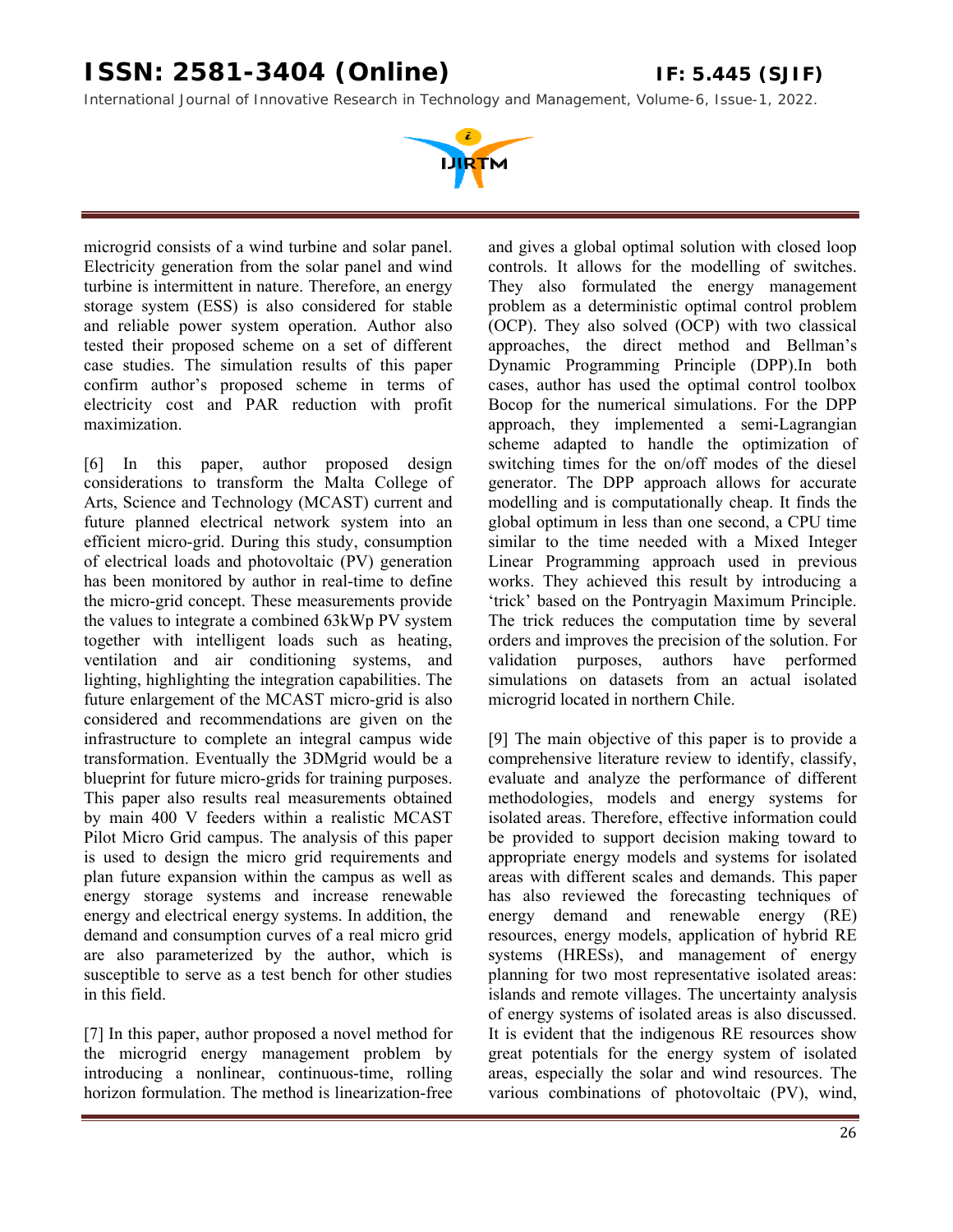microgrid consists of a wind turbine and solar panel. Electricity generation from the solar panel and wind turbine is intermittent in nature. Therefore, an energy storage system (ESS) is also considered for stable and reliable power system operation. Author also tested their proposed scheme on a set of different case studies. The simulation results of this paper confirm author's proposed scheme in terms of electricity cost and PAR reduction with profit maximization.

[6] In this paper, author proposed design considerations to transform the Malta College of Arts, Science and Technology (MCAST) current and future planned electrical network system into an efficient micro-grid. During this study, consumption of electrical loads and photovoltaic (PV) generation has been monitored by author in real-time to define the micro-grid concept. These measurements provide the values to integrate a combined 63kWp PV system together with intelligent loads such as heating, ventilation and air conditioning systems, and lighting, highlighting the integration capabilities. The future enlargement of the MCAST micro-grid is also considered and recommendations are given on the infrastructure to complete an integral campus wide transformation. Eventually the 3DMgrid would be a blueprint for future micro-grids for training purposes. This paper also results real measurements obtained by main 400 V feeders within a realistic MCAST Pilot Micro Grid campus. The analysis of this paper is used to design the micro grid requirements and plan future expansion within the campus as well as energy storage systems and increase renewable energy and electrical energy systems. In addition, the demand and consumption curves of a real micro grid are also parameterized by the author, which is susceptible to serve as a test bench for other studies in this field.

[7] In this paper, author proposed a novel method for the microgrid energy management problem by introducing a nonlinear, continuous-time, rolling horizon formulation. The method is linearization-free and gives a global optimal solution with closed loop controls. It allows for the modelling of switches. They also formulated the energy management problem as a deterministic optimal control problem (OCP). They also solved (OCP) with two classical approaches, the direct method and Bellman's Dynamic Programming Principle (DPP).In both cases, author has used the optimal control toolbox Bocop for the numerical simulations. For the DPP approach, they implemented a semi-Lagrangian scheme adapted to handle the optimization of switching times for the on/off modes of the diesel generator. The DPP approach allows for accurate modelling and is computationally cheap. It finds the global optimum in less than one second, a CPU time similar to the time needed with a Mixed Integer Linear Programming approach used in previous works. They achieved this result by introducing a 'trick' based on the Pontryagin Maximum Principle. The trick reduces the computation time by several orders and improves the precision of the solution. For validation purposes, authors have performed simulations on datasets from an actual isolated microgrid located in northern Chile.

[9] The main objective of this paper is to provide a comprehensive literature review to identify, classify, evaluate and analyze the performance of different methodologies, models and energy systems for isolated areas. Therefore, effective information could be provided to support decision making toward to appropriate energy models and systems for isolated areas with different scales and demands. This paper has also reviewed the forecasting techniques of energy demand and renewable energy (RE) resources, energy models, application of hybrid RE systems (HRESs), and management of energy planning for two most representative isolated areas: islands and remote villages. The uncertainty analysis of energy systems of isolated areas is also discussed. It is evident that the indigenous RE resources show great potentials for the energy system of isolated areas, especially the solar and wind resources. The various combinations of photovoltaic (PV), wind,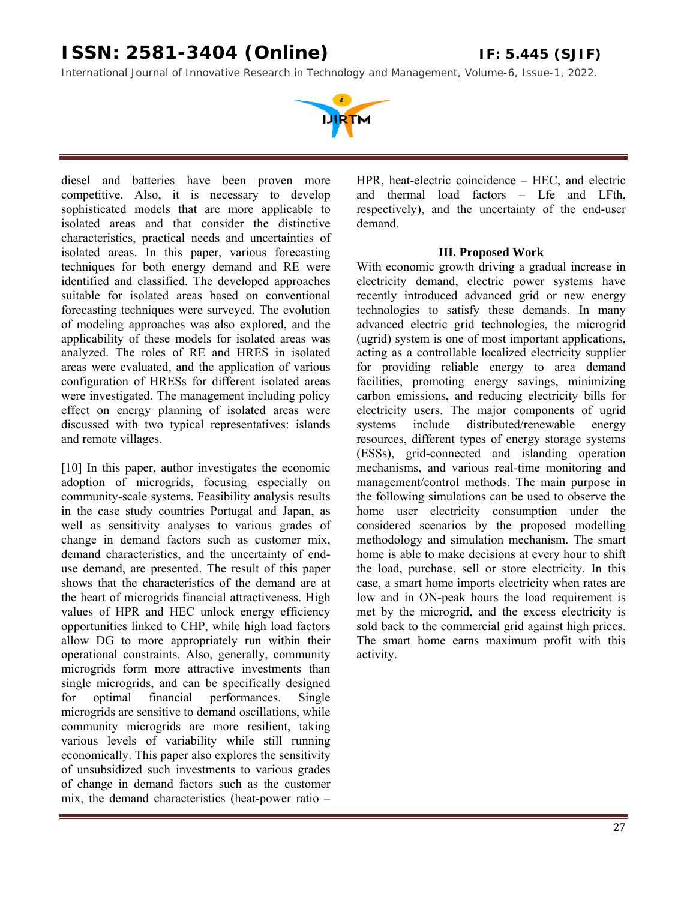diesel and batteries have been proven more competitive. Also, it is necessary to develop sophisticated models that are more applicable to isolated areas and that consider the distinctive characteristics, practical needs and uncertainties of isolated areas. In this paper, various forecasting techniques for both energy demand and RE were identified and classified. The developed approaches suitable for isolated areas based on conventional forecasting techniques were surveyed. The evolution of modeling approaches was also explored, and the applicability of these models for isolated areas was analyzed. The roles of RE and HRES in isolated areas were evaluated, and the application of various configuration of HRESs for different isolated areas were investigated. The management including policy effect on energy planning of isolated areas were discussed with two typical representatives: islands and remote villages.

[10] In this paper, author investigates the economic adoption of microgrids, focusing especially on community-scale systems. Feasibility analysis results in the case study countries Portugal and Japan, as well as sensitivity analyses to various grades of change in demand factors such as customer mix, demand characteristics, and the uncertainty of end-use demand, are presented. The result of this paper shows that the characteristics of the demand are at the heart of microgrids financial attractiveness. High values of HPR and HEC unlock energy efficiency opportunities linked to CHP, while high load factors allow DG to more appropriately run within their operational constraints. Also, generally, community microgrids form more attractive investments than single microgrids, and can be specifically designed for optimal financial performances. Single microgrids are sensitive to demand oscillations, while community microgrids are more resilient, taking various levels of variability while still running economically. This paper also explores the sensitivity of unsubsidized such investments to various grades of change in demand factors such as the customer mix, the demand characteristics (heat-power ratio – HPR, heat-electric coincidence – HEC, and electric and thermal load factors – Lfe and LFth, respectively), and the uncertainty of the end-user demand.

## III. Proposed Work

With economic growth driving a gradual increase in electricity demand, electric power systems have recently introduced advanced grid or new energy technologies to satisfy these demands. In many advanced electric grid technologies, the microgrid (ugrid) system is one of most important applications, acting as a controllable localized electricity supplier for providing reliable energy to area demand facilities, promoting energy savings, minimizing carbon emissions, and reducing electricity bills for electricity users. The major components of ugrid systems include distributed/renewable energy resources, different types of energy storage systems (ESSs), grid-connected and islanding operation mechanisms, and various real-time monitoring and management/control methods. The main purpose in the following simulations can be used to observe the home user electricity consumption under the considered scenarios by the proposed modelling methodology and simulation mechanism. The smart home is able to make decisions at every hour to shift the load, purchase, sell or store electricity. In this case, a smart home imports electricity when rates are low and in ON-peak hours the load requirement is met by the microgrid, and the excess electricity is sold back to the commercial grid against high prices. The smart home earns maximum profit with this activity.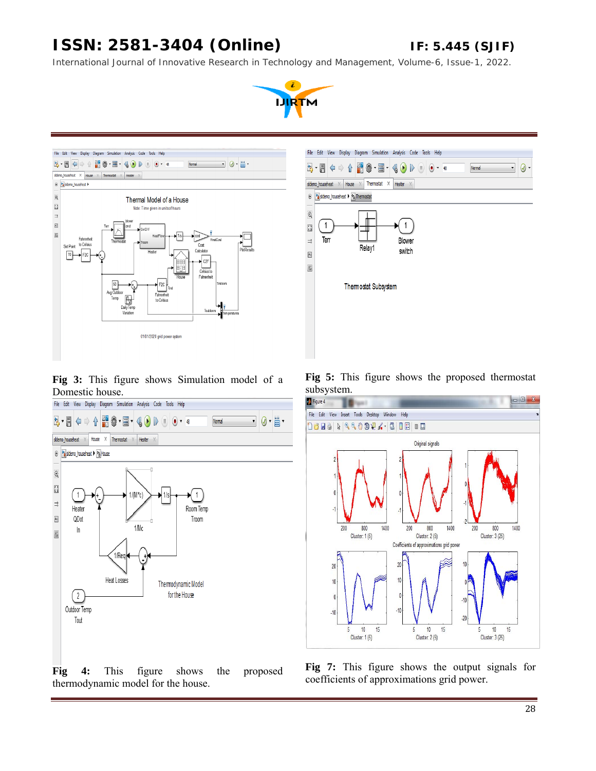**Fig 3:** This figure shows Simulation model of a Domestic house.

**Fig 5:** This figure shows the proposed thermostat subsystem.

**Fig 4:** This figure shows the proposed thermodynamic model for the house.

**Fig 7:** This figure shows the output signals for coefficients of approximations grid power.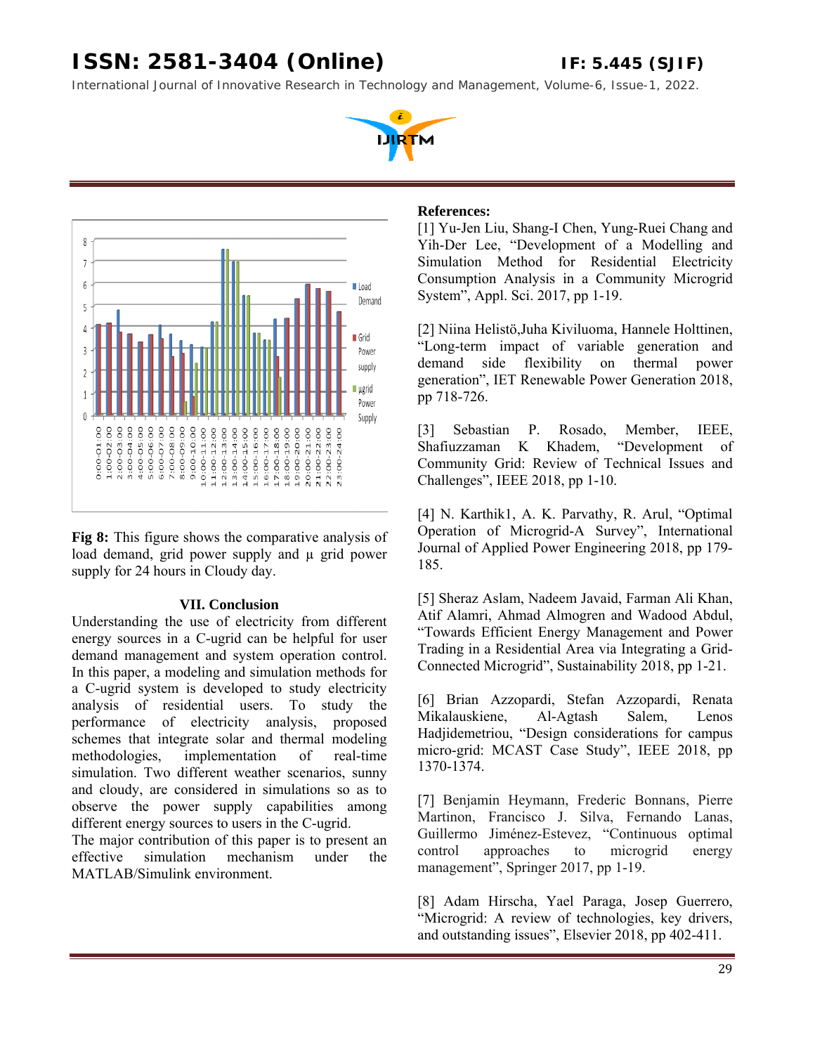**Fig 8:** This figure shows the comparative analysis of load demand, grid power supply and μ grid power supply for 24 hours in Cloudy day.

## VII. Conclusion

Understanding the use of electricity from different energy sources in a C-ugrid can be helpful for user demand management and system operation control. In this paper, a modeling and simulation methods for a C-ugrid system is developed to study electricity analysis of residential users. To study the performance of electricity analysis, proposed schemes that integrate solar and thermal modeling methodologies, implementation of real-time simulation. Two different weather scenarios, sunny and cloudy, are considered in simulations so as to observe the power supply capabilities among different energy sources to users in the C-ugrid.

The major contribution of this paper is to present an effective simulation mechanism under the MATLAB/Simulink environment.

**References:**

[1] Yu-Jen Liu, Shang-I Chen, Yung-Ruei Chang and Yih-Der Lee, "Development of a Modelling and Simulation Method for Residential Electricity Consumption Analysis in a Community Microgrid System", Appl. Sci. 2017, pp 1-19.

[2] Niina Helistö,Juha Kiviluoma, Hannele Holttinen, "Long-term impact of variable generation and demand side flexibility on thermal power generation", IET Renewable Power Generation 2018, pp 718-726.

[3] Sebastian P. Rosado, Member, IEEE, Shafiuzzaman K Khadem, "Development of Community Grid: Review of Technical Issues and Challenges", IEEE 2018, pp 1-10.

[4] N. Karthik1, A. K. Parvathy, R. Arul, "Optimal Operation of Microgrid-A Survey", International Journal of Applied Power Engineering 2018, pp 179-185.

[5] Sheraz Aslam, Nadeem Javaid, Farman Ali Khan, Atif Alamri, Ahmad Almogren and Wadood Abdul, "Towards Efficient Energy Management and Power Trading in a Residential Area via Integrating a Grid-Connected Microgrid", Sustainability 2018, pp 1-21.

[6] Brian Azzopardi, Stefan Azzopardi, Renata Mikalauskiene, Al-Agtash Salem, Lenos Hadjidemetriou, "Design considerations for campus micro-grid: MCAST Case Study", IEEE 2018, pp 1370-1374.

[7] Benjamin Heymann, Frederic Bonnans, Pierre Martinon, Francisco J. Silva, Fernando Lanas, Guillermo Jiménez-Estevez, "Continuous optimal control approaches to microgrid energy management", Springer 2017, pp 1-19.

[8] Adam Hirscha, Yael Paraga, Josep Guerrero, "Microgrid: A review of technologies, key drivers, and outstanding issues", Elsevier 2018, pp 402-411.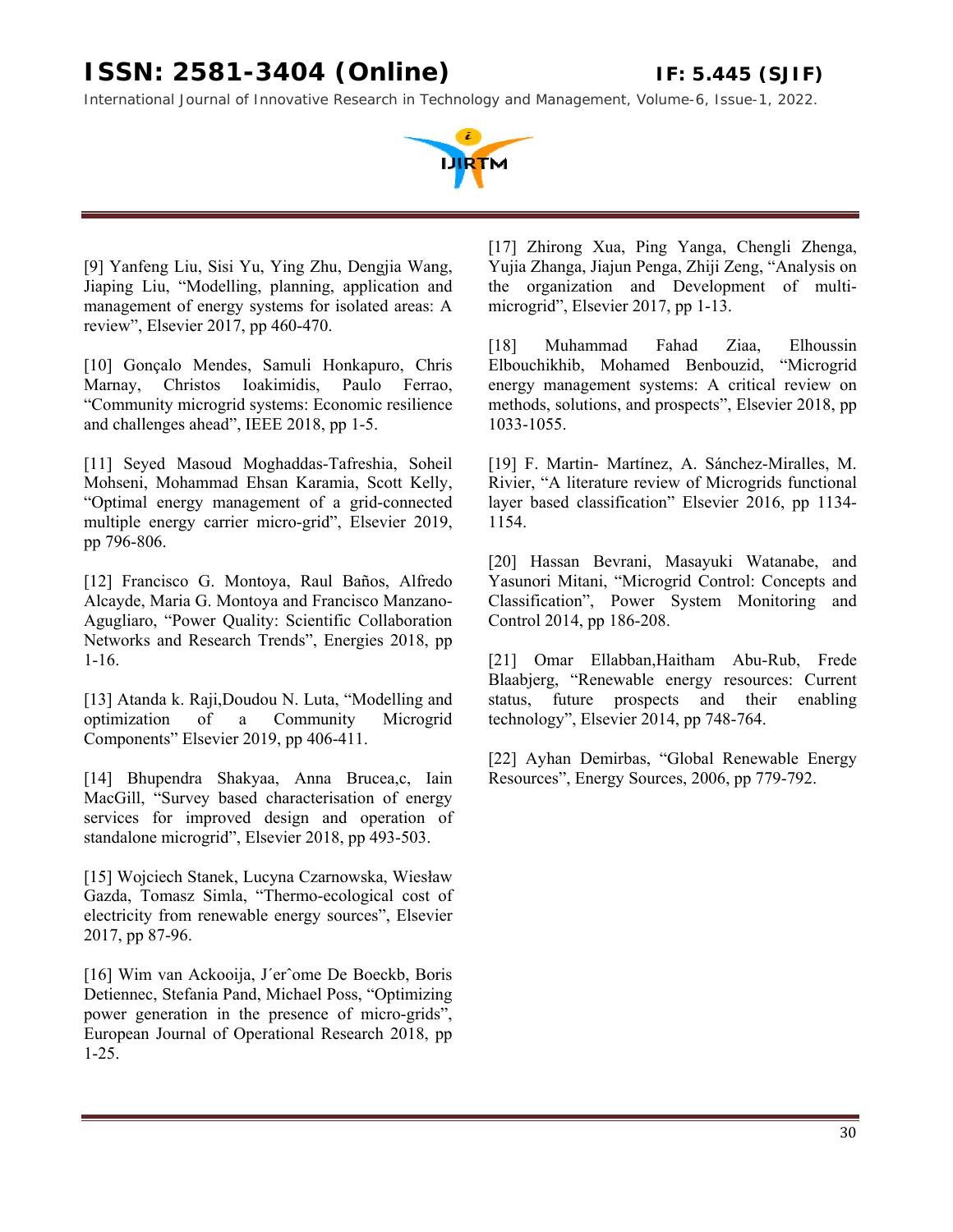[9] Yanfeng Liu, Sisi Yu, Ying Zhu, Dengjia Wang, Jiaping Liu, "Modelling, planning, application and management of energy systems for isolated areas: A review", Elsevier 2017, pp 460-470.

[10] Gonçalo Mendes, Samuli Honkapuro, Chris Marnay, Christos Ioakimidis, Paulo Ferrao, "Community microgrid systems: Economic resilience and challenges ahead", IEEE 2018, pp 1-5.

[11] Seyed Masoud Moghaddas-Tafreshia, Soheil Mohseni, Mohammad Ehsan Karamia, Scott Kelly, "Optimal energy management of a grid-connected multiple energy carrier micro-grid", Elsevier 2019, pp 796-806.

[12] Francisco G. Montoya, Raul Baños, Alfredo Alcayde, Maria G. Montoya and Francisco Manzano-Agugliaro, "Power Quality: Scientific Collaboration Networks and Research Trends", Energies 2018, pp 1-16.

[13] Atanda k. Raji,Doudou N. Luta, "Modelling and optimization of a Community Microgrid Components" Elsevier 2019, pp 406-411.

[14] Bhupendra Shakyaa, Anna Brucea,c, Iain MacGill, "Survey based characterisation of energy services for improved design and operation of standalone microgrid", Elsevier 2018, pp 493-503.

[15] Wojciech Stanek, Lucyna Czarnowska, Wiesław Gazda, Tomasz Simla, "Thermo-ecological cost of electricity from renewable energy sources", Elsevier 2017, pp 87-96.

[16] Wim van Ackooija, J´erˆome De Boeckb, Boris Detiennec, Stefania Pand, Michael Poss, "Optimizing power generation in the presence of micro-grids", European Journal of Operational Research 2018, pp 1-25.

[17] Zhirong Xua, Ping Yanga, Chengli Zhenga, Yujia Zhanga, Jiajun Penga, Zhiji Zeng, "Analysis on the organization and Development of multi-microgrid", Elsevier 2017, pp 1-13.

[18] Muhammad Fahad Ziaa, Elhoussin Elbouchikhib, Mohamed Benbouzid, "Microgrid energy management systems: A critical review on methods, solutions, and prospects", Elsevier 2018, pp 1033-1055.

[19] F. Martin- Martínez, A. Sánchez-Miralles, M. Rivier, "A literature review of Microgrids functional layer based classification" Elsevier 2016, pp 1134-1154.

[20] Hassan Bevrani, Masayuki Watanabe, and Yasunori Mitani, "Microgrid Control: Concepts and Classification", Power System Monitoring and Control 2014, pp 186-208.

[21] Omar Ellabban,Haitham Abu-Rub, Frede Blaabjerg, "Renewable energy resources: Current status, future prospects and their enabling technology", Elsevier 2014, pp 748-764.

[22] Ayhan Demirbas, "Global Renewable Energy Resources", Energy Sources, 2006, pp 779-792.